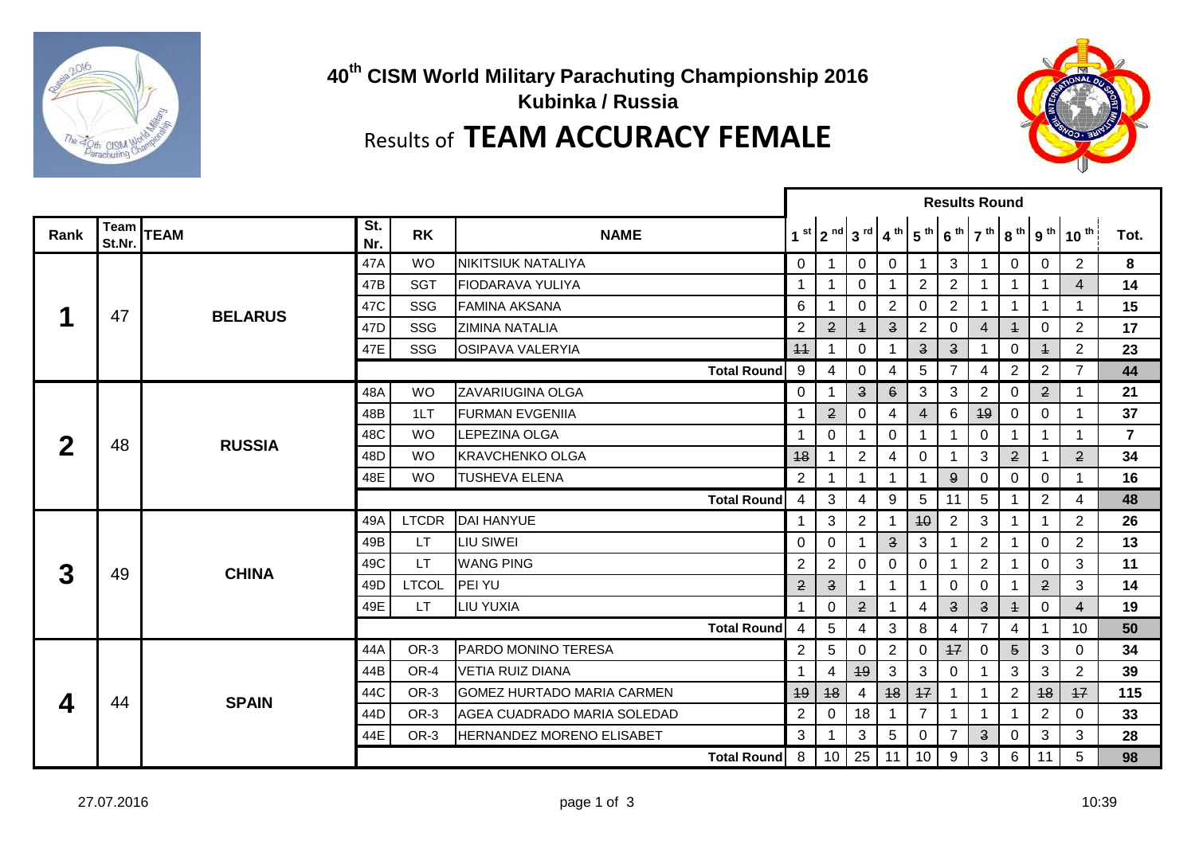# $40^{th}$ CISM World Military Parachuting Championship 2016

## Kubinka / Russia

## Results of TEAM ACCURACY FEMALE

| Rank | Team St.Nr. | TEAM | St. Nr. | RK | NAME | 1 st | 2 nd | 3 rd | 4 th | 5 th | 6 th | 7 th | 8 th | 9 th | 10 th | Tot. |
|---|---|---|---|---|---|---|---|---|---|---|---|---|---|---|---|---|
| 1 | 47 | BELARUS | 47A | WO | NIKITSIUK NATALIYA | 0 | 1 | 0 | 0 | 1 | 3 | 1 | 0 | 0 | 2 | 8 |
| | | | 47B | SGT | FIODARAVA YULIYA | 1 | 1 | 0 | 1 | 2 | 2 | 1 | 1 | 1 | 4 | 14 |
| | | | 47C | SSG | FAMINA AKSANA | 6 | 1 | 0 | 2 | 0 | 2 | 1 | 1 | 1 | 1 | 15 |
| | | | 47D | SSG | ZIMINA NATALIA | 2 | ~~2~~ | ~~1~~ | ~~3~~ | 2 | 0 | 4 | ~~1~~ | 0 | 2 | 17 |
| | | | 47E | SSG | OSIPAVA VALERYIA | ~~11~~ | 1 | 0 | 1 | ~~3~~ | ~~3~~ | 1 | 0 | ~~1~~ | 2 | 23 |
| | | | | | Total Round | 9 | 4 | 0 | 4 | 5 | 7 | 4 | 2 | 2 | 7 | 44 |
| 2 | 48 | RUSSIA | 48A | WO | ZAVARIUGINA OLGA | 0 | 1 | ~~3~~ | ~~6~~ | 3 | 3 | 2 | 0 | ~~2~~ | 1 | 21 |
| | | | 48B | 1LT | FURMAN EVGENIIA | 1 | ~~2~~ | 0 | 4 | 4 | 6 | ~~19~~ | 0 | 0 | 1 | 37 |
| | | | 48C | WO | LEPEZINA OLGA | 1 | 0 | 1 | 0 | 1 | 1 | 0 | 1 | 1 | 1 | 7 |
| | | | 48D | WO | KRAVCHENKO OLGA | ~~18~~ | 1 | 2 | 4 | 0 | 1 | 3 | ~~2~~ | 1 | ~~2~~ | 34 |
| | | | 48E | WO | TUSHEVA ELENA | 2 | 1 | 1 | 1 | 1 | ~~9~~ | 0 | 0 | 0 | 1 | 16 |
| | | | | | Total Round | 4 | 3 | 4 | 9 | 5 | 11 | 5 | 1 | 2 | 4 | 48 |
| 3 | 49 | CHINA | 49A | LTCDR | DAI HANYUE | 1 | 3 | 2 | 1 | ~~10~~ | 2 | 3 | 1 | 1 | 2 | 26 |
| | | | 49B | LT | LIU SIWEI | 0 | 0 | 1 | ~~3~~ | 3 | 1 | 2 | 1 | 0 | 2 | 13 |
| | | | 49C | LT | WANG PING | 2 | 2 | 0 | 0 | 0 | 1 | 2 | 1 | 0 | 3 | 11 |
| | | | 49D | LTCOL | PEI YU | ~~2~~ | ~~3~~ | 1 | 1 | 1 | 0 | 0 | 1 | ~~2~~ | 3 | 14 |
| | | | 49E | LT | LIU YUXIA | 1 | 0 | ~~2~~ | 1 | 4 | ~~3~~ | ~~3~~ | ~~1~~ | 0 | ~~4~~ | 19 |
| | | | | | Total Round | 4 | 5 | 4 | 3 | 8 | 4 | 7 | 4 | 1 | 10 | 50 |
| 4 | 44 | SPAIN | 44A | OR-3 | PARDO MONINO TERESA | 2 | 5 | 0 | 2 | 0 | ~~17~~ | 0 | ~~5~~ | 3 | 0 | 34 |
| | | | 44B | OR-4 | VETIA RUIZ DIANA | 1 | 4 | ~~19~~ | 3 | 3 | 0 | 1 | 3 | 3 | 2 | 39 |
| | | | 44C | OR-3 | GOMEZ HURTADO MARIA CARMEN | ~~19~~ | ~~18~~ | 4 | ~~18~~ | ~~17~~ | 1 | 1 | 2 | ~~18~~ | ~~17~~ | 115 |
| | | | 44D | OR-3 | AGEA CUADRADO MARIA SOLEDAD | 2 | 0 | 18 | 1 | 7 | 1 | 1 | 1 | 2 | 0 | 33 |
| | | | 44E | OR-3 | HERNANDEZ MORENO ELISABET | 3 | 1 | 3 | 5 | 0 | 7 | ~~3~~ | 0 | 3 | 3 | 28 |
| | | | | | Total Round | 8 | 10 | 25 | 11 | 10 | 9 | 3 | 6 | 11 | 5 | 98 |

27.07.2016 10:39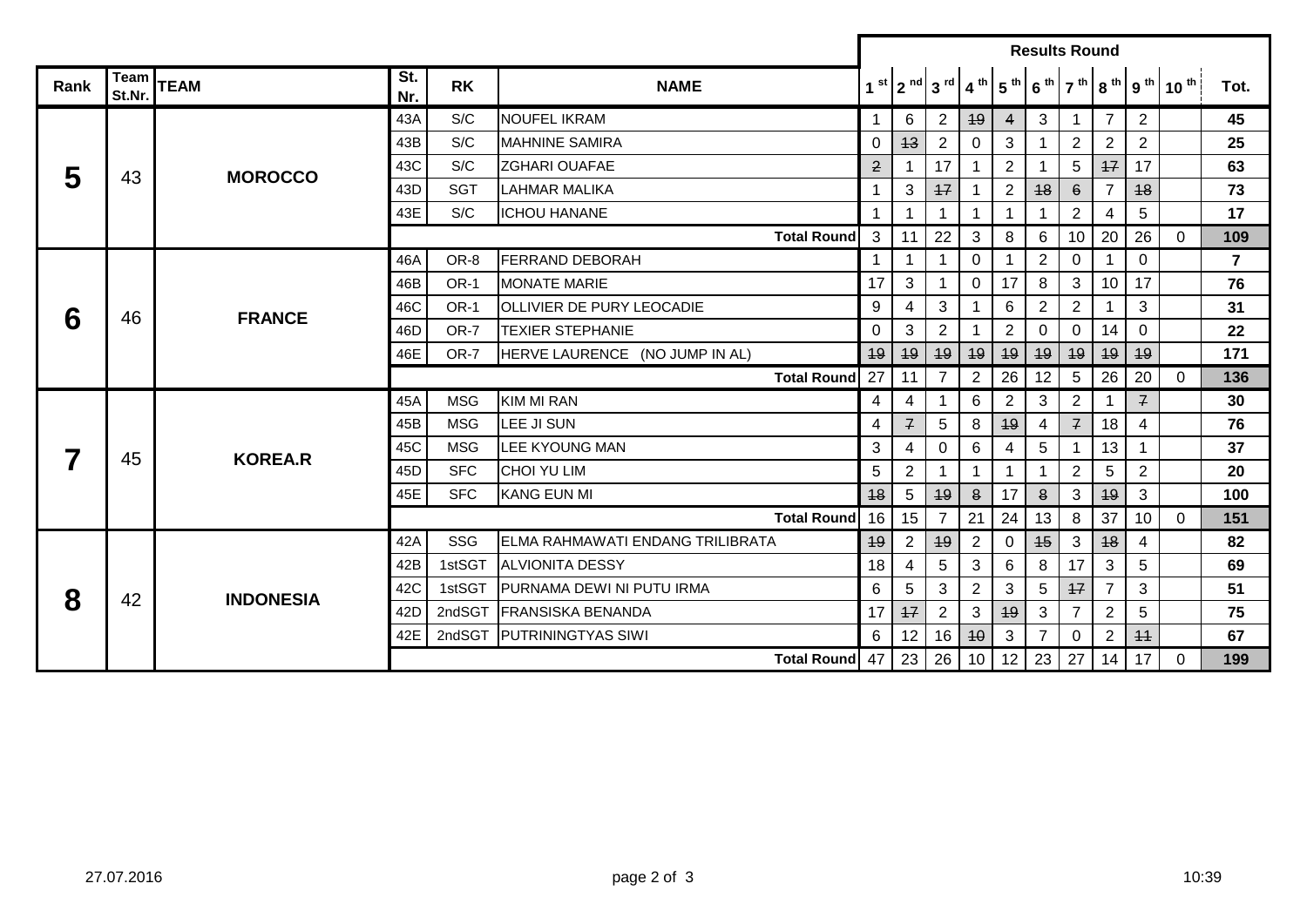| Rank | Team St.Nr. | TEAM | St. Nr. | RK | NAME | Results Round 1 st | 2 nd | 3 rd | 4 th | 5 th | 6 th | 7 th | 8 th | 9 th | 10 th | Tot. |
|---|---|---|---|---|---|---|---|---|---|---|---|---|---|---|---|---|
| 5 | 43 | MOROCCO | 43A | S/C | NOUFEL IKRAM | 1 | 6 | 2 | ~~19~~ | 4 | 3 | 1 | 7 | 2 | | 45 |
| | | | 43B | S/C | MAHNINE SAMIRA | 0 | ~~13~~ | 2 | 0 | 3 | 1 | 2 | 2 | 2 | | 25 |
| | | | 43C | S/C | ZGHARI OUAFAE | ~~2~~ | 1 | 17 | 1 | 2 | 1 | 5 | ~~17~~ | 17 | | 63 |
| | | | 43D | SGT | LAHMAR MALIKA | 1 | 3 | ~~17~~ | 1 | 2 | ~~18~~ | 6 | 7 | ~~18~~ | | 73 |
| | | | 43E | S/C | ICHOU HANANE | 1 | 1 | 1 | 1 | 1 | 1 | 2 | 4 | 5 | | 17 |
| | | | | | Total Round | 3 | 11 | 22 | 3 | 8 | 6 | 10 | 20 | 26 | 0 | 109 |
| 6 | 46 | FRANCE | 46A | OR-8 | FERRAND DEBORAH | 1 | 1 | 1 | 0 | 1 | 2 | 0 | 1 | 0 | | 7 |
| | | | 46B | OR-1 | MONATE MARIE | 17 | 3 | 1 | 0 | 17 | 8 | 3 | 10 | 17 | | 76 |
| | | | 46C | OR-1 | OLLIVIER DE PURY LEOCADIE | 9 | 4 | 3 | 1 | 6 | 2 | 2 | 1 | 3 | | 31 |
| | | | 46D | OR-7 | TEXIER STEPHANIE | 0 | 3 | 2 | 1 | 2 | 0 | 0 | 14 | 0 | | 22 |
| | | | 46E | OR-7 | HERVE LAURENCE (NO JUMP IN AL) | ~~19~~ | ~~19~~ | ~~19~~ | ~~19~~ | ~~19~~ | ~~19~~ | ~~19~~ | ~~19~~ | ~~19~~ | | 171 |
| | | | | | Total Round | 27 | 11 | 7 | 2 | 26 | 12 | 5 | 26 | 20 | 0 | 136 |
| 7 | 45 | KOREA.R | 45A | MSG | KIM MI RAN | 4 | 4 | 1 | 6 | 2 | 3 | 2 | 1 | ~~7~~ | | 30 |
| | | | 45B | MSG | LEE JI SUN | 4 | ~~7~~ | 5 | 8 | ~~19~~ | 4 | ~~7~~ | 18 | 4 | | 76 |
| | | | 45C | MSG | LEE KYOUNG MAN | 3 | 4 | 0 | 6 | 4 | 5 | 1 | 13 | 1 | | 37 |
| | | | 45D | SFC | CHOI YU LIM | 5 | 2 | 1 | 1 | 1 | 1 | 2 | 5 | 2 | | 20 |
| | | | 45E | SFC | KANG EUN MI | ~~18~~ | 5 | ~~19~~ | ~~8~~ | 17 | ~~8~~ | 3 | ~~19~~ | 3 | | 100 |
| | | | | | Total Round | 16 | 15 | 7 | 21 | 24 | 13 | 8 | 37 | 10 | 0 | 151 |
| 8 | 42 | INDONESIA | 42A | SSG | ELMA RAHMAWATI ENDANG TRILIBRATA | ~~19~~ | 2 | ~~19~~ | 2 | 0 | ~~15~~ | 3 | ~~18~~ | 4 | | 82 |
| | | | 42B | 1stSGT | ALVIONITA DESSY | 18 | 4 | 5 | 3 | 6 | 8 | 17 | 3 | 5 | | 69 |
| | | | 42C | 1stSGT | PURNAMA DEWI NI PUTU IRMA | 6 | 5 | 3 | 2 | 3 | 5 | ~~17~~ | 7 | 3 | | 51 |
| | | | 42D | 2ndSGT | FRANSISKA BENANDA | 17 | ~~17~~ | 2 | 3 | ~~19~~ | 3 | 7 | 2 | 5 | | 75 |
| | | | 42E | 2ndSGT | PUTRININGTYAS SIWI | 6 | 12 | 16 | ~~10~~ | 3 | 7 | 0 | 2 | ~~11~~ | | 67 |
| | | | | | Total Round | 47 | 23 | 26 | 10 | 12 | 23 | 27 | 14 | 17 | 0 | 199 |

27.07.2016 10:39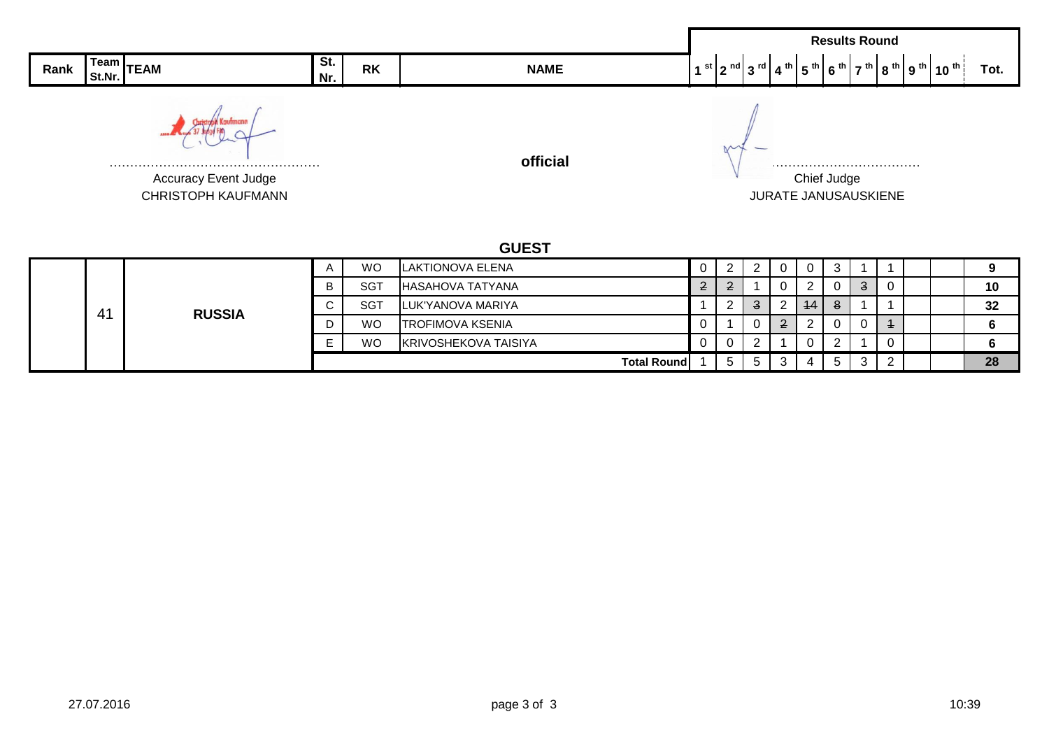| Rank | Team St.Nr. | TEAM | St. Nr. | RK | NAME | 1 st | 2 nd | 3 rd | 4 th | 5 th | 6 th | 7 th | 8 th | 9 th | 10 th | Tot. |
|---|---|---|---|---|---|---|---|---|---|---|---|---|---|---|---|---|

........................................................ Accuracy Event Judge
CHRISTOPH KAUFMANN

**official**

.................................... Chief Judge
JURATE JANUSAUSKIENE

## GUEST

| Rank | Team St.Nr. | TEAM | St. Nr. | RK | NAME | 1 st | 2 nd | 3 rd | 4 th | 5 th | 6 th | 7 th | 8 th | 9 th | 10 th | Tot. |
|---|---|---|---|---|---|---|---|---|---|---|---|---|---|---|---|---|
| | 41 | **RUSSIA** | A | WO | LAKTIONOVA ELENA | 0 | 2 | 2 | 0 | 0 | 3 | 1 | 1 | | | **9** |
| | | | B | SGT | HASAHOVA TATYANA | ~~2~~ | ~~2~~ | 1 | 0 | 2 | 0 | ~~3~~ | 0 | | | **10** |
| | | | C | SGT | LUK'YANOVA MARIYA | 1 | 2 | ~~3~~ | 2 | ~~14~~ | ~~8~~ | 1 | 1 | | | **32** |
| | | | D | WO | TROFIMOVA KSENIA | 0 | 1 | 0 | ~~2~~ | 2 | 0 | 0 | ~~1~~ | | | **6** |
| | | | E | WO | KRIVOSHEKOVA TAISIYA | 0 | 0 | 2 | 1 | 0 | 2 | 1 | 0 | | | **6** |
| | | | | | **Total Round** | 1 | 5 | 5 | 3 | 4 | 5 | 3 | 2 | | | **28** |

27.07.2016 10:39